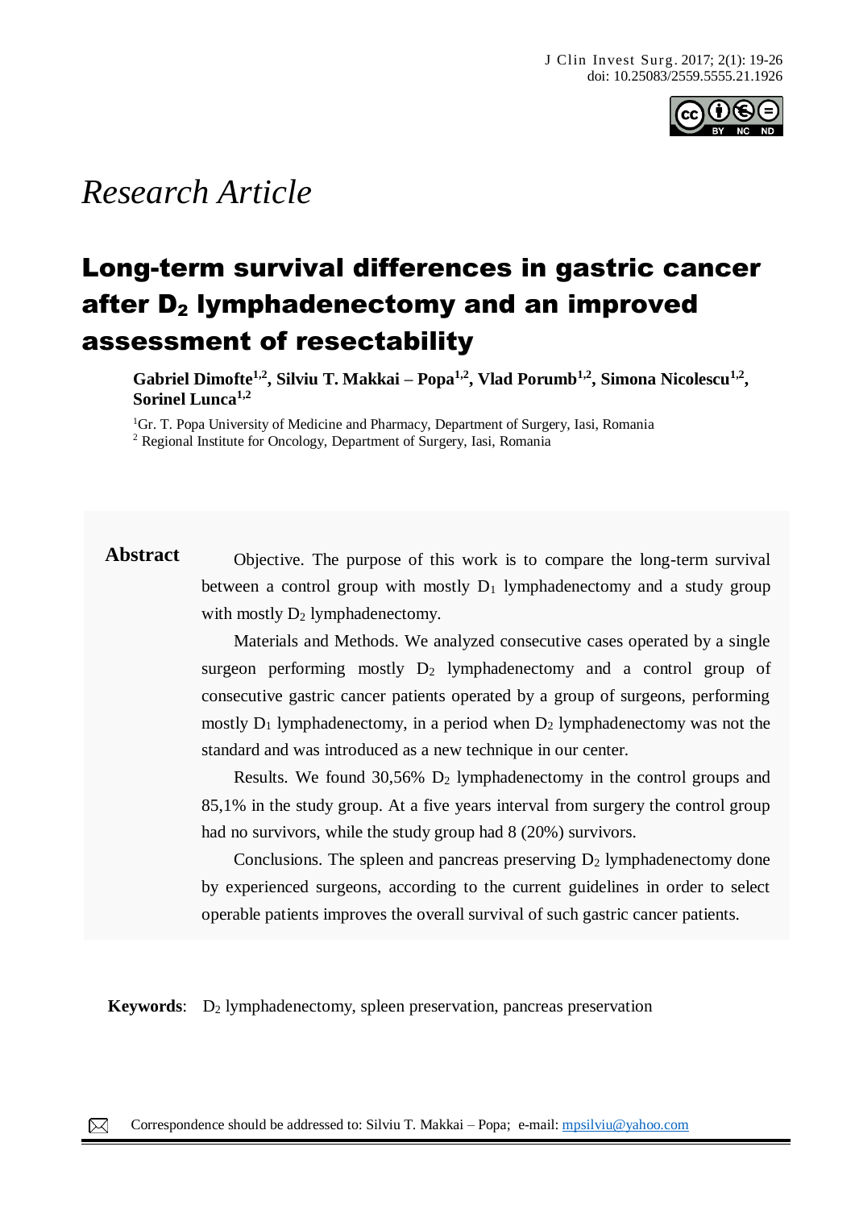*Research Article*

# Long-term survival differences in gastric cancer after $D_2$ lymphadenectomy and an improved assessment of resectability

**Gabriel Dimofte[1,2], Silviu T. Makkai – Popa[1,2], Vlad Porumb[1,2], Simona Nicolescu[1,2], Sorinel Lunca[1,2]**

[1]Gr. T. Popa University of Medicine and Pharmacy, Department of Surgery, Iasi, Romania
[2] Regional Institute for Oncology, Department of Surgery, Iasi, Romania

**Abstract**

Objective. The purpose of this work is to compare the long-term survival between a control group with mostly $D_1$ lymphadenectomy and a study group with mostly $D_2$ lymphadenectomy.

Materials and Methods. We analyzed consecutive cases operated by a single surgeon performing mostly $D_2$ lymphadenectomy and a control group of consecutive gastric cancer patients operated by a group of surgeons, performing mostly $D_1$ lymphadenectomy, in a period when $D_2$ lymphadenectomy was not the standard and was introduced as a new technique in our center.

Results. We found 30,56% $D_2$ lymphadenectomy in the control groups and 85,1% in the study group. At a five years interval from surgery the control group had no survivors, while the study group had 8 (20%) survivors.

Conclusions. The spleen and pancreas preserving $D_2$ lymphadenectomy done by experienced surgeons, according to the current guidelines in order to select operable patients improves the overall survival of such gastric cancer patients.

**Keywords**: $D_2$ lymphadenectomy, spleen preservation, pancreas preservation

Correspondence should be addressed to: Silviu T. Makkai – Popa; e-mail: mpsilviu@yahoo.com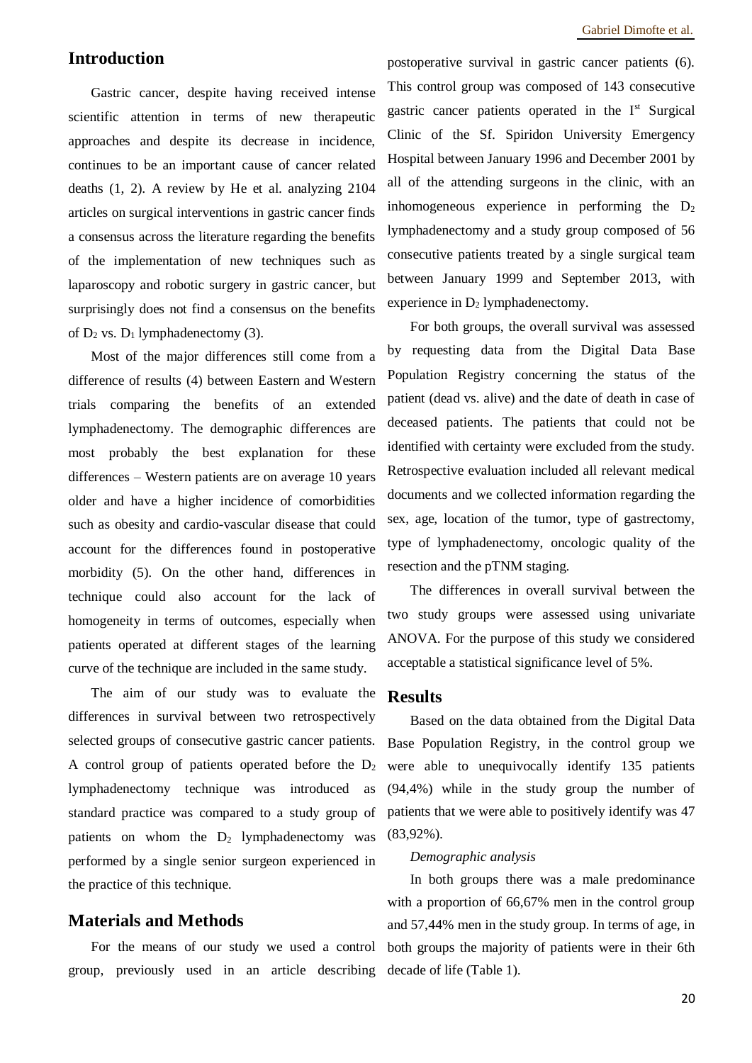## Introduction

Gastric cancer, despite having received intense scientific attention in terms of new therapeutic approaches and despite its decrease in incidence, continues to be an important cause of cancer related deaths (1, 2). A review by He et al. analyzing 2104 articles on surgical interventions in gastric cancer finds a consensus across the literature regarding the benefits of the implementation of new techniques such as laparoscopy and robotic surgery in gastric cancer, but surprisingly does not find a consensus on the benefits of $D_2$ vs. $D_1$ lymphadenectomy (3).

Most of the major differences still come from a difference of results (4) between Eastern and Western trials comparing the benefits of an extended lymphadenectomy. The demographic differences are most probably the best explanation for these differences – Western patients are on average 10 years older and have a higher incidence of comorbidities such as obesity and cardio-vascular disease that could account for the differences found in postoperative morbidity (5). On the other hand, differences in technique could also account for the lack of homogeneity in terms of outcomes, especially when patients operated at different stages of the learning curve of the technique are included in the same study.

The aim of our study was to evaluate the differences in survival between two retrospectively selected groups of consecutive gastric cancer patients. A control group of patients operated before the $D_2$ lymphadenectomy technique was introduced as standard practice was compared to a study group of patients on whom the $D_2$ lymphadenectomy was performed by a single senior surgeon experienced in the practice of this technique.

## Materials and Methods

For the means of our study we used a control group, previously used in an article describing postoperative survival in gastric cancer patients (6). This control group was composed of 143 consecutive gastric cancer patients operated in the I[st] Surgical Clinic of the Sf. Spiridon University Emergency Hospital between January 1996 and December 2001 by all of the attending surgeons in the clinic, with an inhomogeneous experience in performing the $D_2$ lymphadenectomy and a study group composed of 56 consecutive patients treated by a single surgical team between January 1999 and September 2013, with experience in $D_2$ lymphadenectomy.

For both groups, the overall survival was assessed by requesting data from the Digital Data Base Population Registry concerning the status of the patient (dead vs. alive) and the date of death in case of deceased patients. The patients that could not be identified with certainty were excluded from the study. Retrospective evaluation included all relevant medical documents and we collected information regarding the sex, age, location of the tumor, type of gastrectomy, type of lymphadenectomy, oncologic quality of the resection and the pTNM staging.

The differences in overall survival between the two study groups were assessed using univariate ANOVA. For the purpose of this study we considered acceptable a statistical significance level of 5%.

## Results

Based on the data obtained from the Digital Data Base Population Registry, in the control group we were able to unequivocally identify 135 patients (94,4%) while in the study group the number of patients that we were able to positively identify was 47 (83,92%).

*Demographic analysis*

In both groups there was a male predominance with a proportion of 66,67% men in the control group and 57,44% men in the study group. In terms of age, in both groups the majority of patients were in their 6th decade of life (Table 1).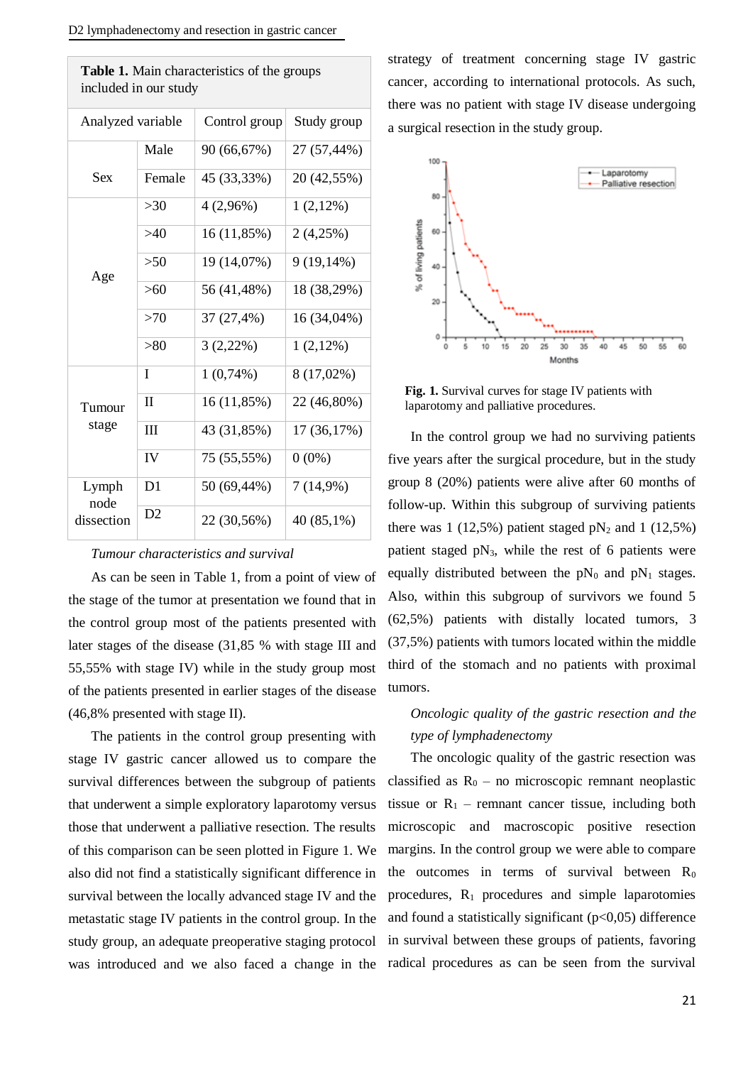**Table 1.** Main characteristics of the groups included in our study

| Analyzed variable | | Control group | Study group |
|---|---|---|---|
| Sex | Male | 90 (66,67%) | 27 (57,44%) |
| | Female | 45 (33,33%) | 20 (42,55%) |
| Age | >30 | 4 (2,96%) | 1 (2,12%) |
| | >40 | 16 (11,85%) | 2 (4,25%) |
| | >50 | 19 (14,07%) | 9 (19,14%) |
| | >60 | 56 (41,48%) | 18 (38,29%) |
| | >70 | 37 (27,4%) | 16 (34,04%) |
| | >80 | 3 (2,22%) | 1 (2,12%) |
| Tumour stage | I | 1 (0,74%) | 8 (17,02%) |
| | II | 16 (11,85%) | 22 (46,80%) |
| | III | 43 (31,85%) | 17 (36,17%) |
| | IV | 75 (55,55%) | 0 (0%) |
| Lymph node dissection | D1 | 50 (69,44%) | 7 (14,9%) |
| | D2 | 22 (30,56%) | 40 (85,1%) |

*Tumour characteristics and survival*

As can be seen in Table 1, from a point of view of the stage of the tumor at presentation we found that in the control group most of the patients presented with later stages of the disease (31,85 % with stage III and 55,55% with stage IV) while in the study group most of the patients presented in earlier stages of the disease (46,8% presented with stage II).

The patients in the control group presenting with stage IV gastric cancer allowed us to compare the survival differences between the subgroup of patients that underwent a simple exploratory laparotomy versus those that underwent a palliative resection. The results of this comparison can be seen plotted in Figure 1. We also did not find a statistically significant difference in survival between the locally advanced stage IV and the metastatic stage IV patients in the control group. In the study group, an adequate preoperative staging protocol was introduced and we also faced a change in the strategy of treatment concerning stage IV gastric cancer, according to international protocols. As such, there was no patient with stage IV disease undergoing a surgical resection in the study group.

**Fig. 1.** Survival curves for stage IV patients with laparotomy and palliative procedures.

In the control group we had no surviving patients five years after the surgical procedure, but in the study group 8 (20%) patients were alive after 60 months of follow-up. Within this subgroup of surviving patients there was 1 (12,5%) patient staged $pN_2$ and 1 (12,5%) patient staged $pN_3$, while the rest of 6 patients were equally distributed between the $pN_0$ and $pN_1$ stages. Also, within this subgroup of survivors we found 5 (62,5%) patients with distally located tumors, 3 (37,5%) patients with tumors located within the middle third of the stomach and no patients with proximal tumors.

*Oncologic quality of the gastric resection and the type of lymphadenectomy*

The oncologic quality of the gastric resection was classified as $R_0$ – no microscopic remnant neoplastic tissue or $R_1$ – remnant cancer tissue, including both microscopic and macroscopic positive resection margins. In the control group we were able to compare the outcomes in terms of survival between $R_0$ procedures, $R_1$ procedures and simple laparotomies and found a statistically significant ($p<0,05$) difference in survival between these groups of patients, favoring radical procedures as can be seen from the survival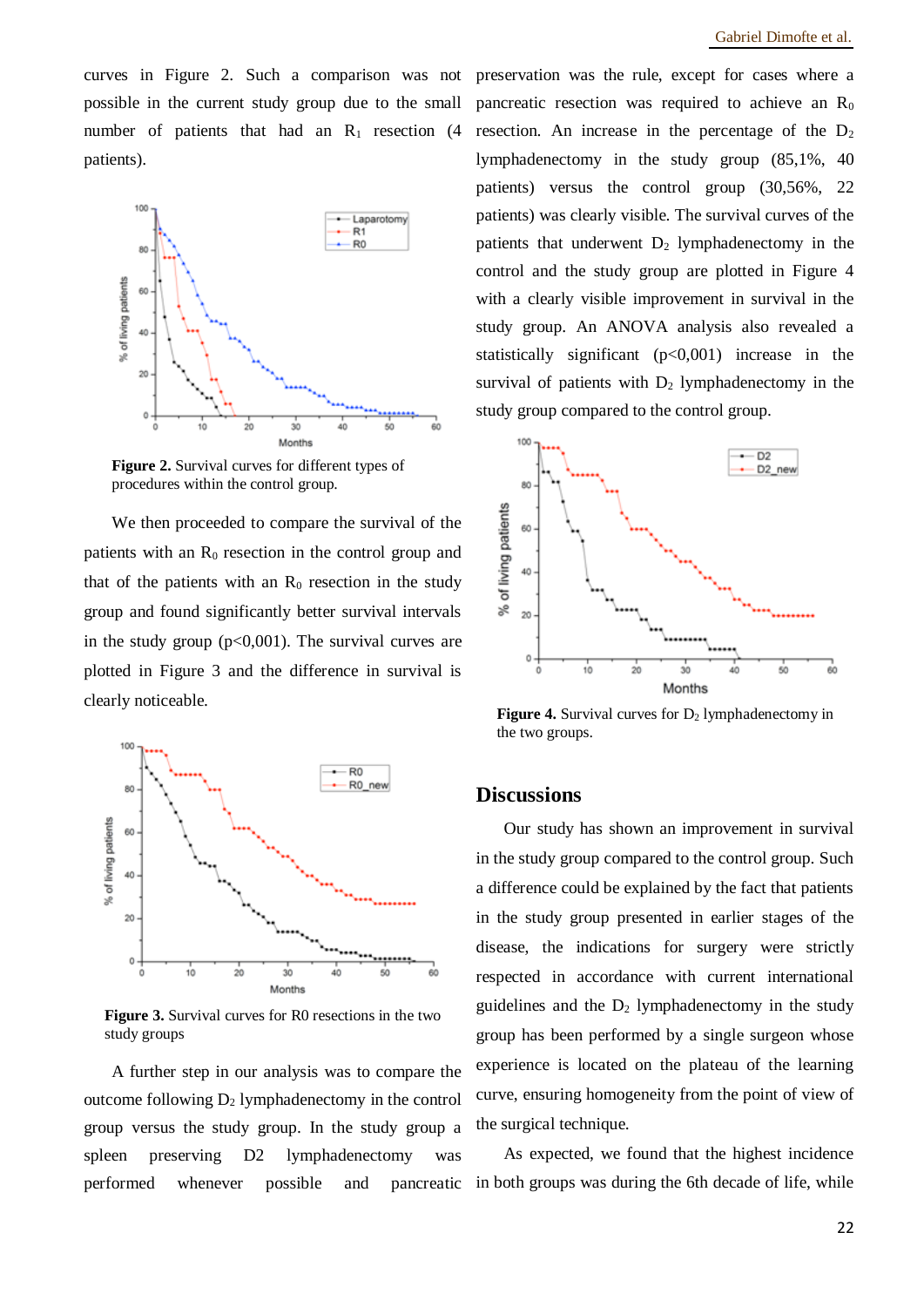curves in Figure 2. Such a comparison was not possible in the current study group due to the small number of patients that had an $R_1$ resection (4 patients).

**Figure 2.** Survival curves for different types of procedures within the control group.

We then proceeded to compare the survival of the patients with an $R_0$ resection in the control group and that of the patients with an $R_0$ resection in the study group and found significantly better survival intervals in the study group ($p<0,001$). The survival curves are plotted in Figure 3 and the difference in survival is clearly noticeable.

**Figure 3.** Survival curves for R0 resections in the two study groups

A further step in our analysis was to compare the outcome following $D_2$ lymphadenectomy in the control group versus the study group. In the study group a spleen preserving D2 lymphadenectomy was performed whenever possible and pancreatic preservation was the rule, except for cases where a pancreatic resection was required to achieve an $R_0$ resection. An increase in the percentage of the $D_2$ lymphadenectomy in the study group (85,1%, 40 patients) versus the control group (30,56%, 22 patients) was clearly visible. The survival curves of the patients that underwent $D_2$ lymphadenectomy in the control and the study group are plotted in Figure 4 with a clearly visible improvement in survival in the study group. An ANOVA analysis also revealed a statistically significant ($p<0,001$) increase in the survival of patients with $D_2$ lymphadenectomy in the study group compared to the control group.

**Figure 4.** Survival curves for $D_2$ lymphadenectomy in the two groups.

## Discussions

Our study has shown an improvement in survival in the study group compared to the control group. Such a difference could be explained by the fact that patients in the study group presented in earlier stages of the disease, the indications for surgery were strictly respected in accordance with current international guidelines and the $D_2$ lymphadenectomy in the study group has been performed by a single surgeon whose experience is located on the plateau of the learning curve, ensuring homogeneity from the point of view of the surgical technique.

As expected, we found that the highest incidence in both groups was during the 6th decade of life, while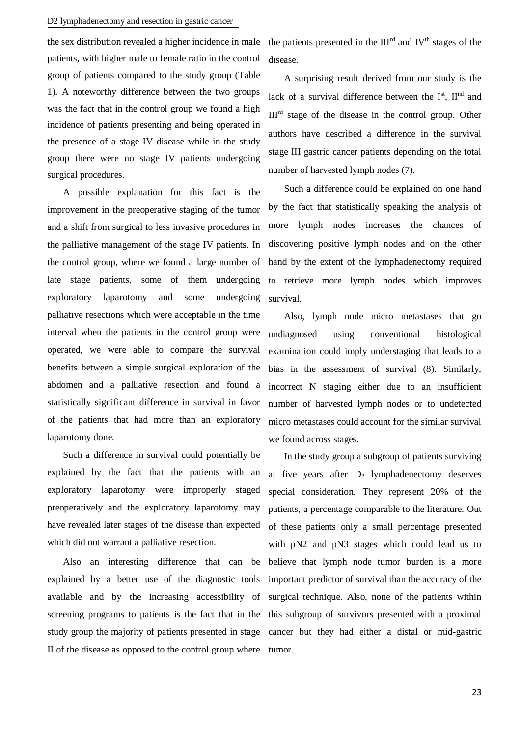the sex distribution revealed a higher incidence in male patients, with higher male to female ratio in the control group of patients compared to the study group (Table 1). A noteworthy difference between the two groups was the fact that in the control group we found a high incidence of patients presenting and being operated in the presence of a stage IV disease while in the study group there were no stage IV patients undergoing surgical procedures.

A possible explanation for this fact is the improvement in the preoperative staging of the tumor and a shift from surgical to less invasive procedures in the palliative management of the stage IV patients. In the control group, where we found a large number of late stage patients, some of them undergoing exploratory laparotomy and some undergoing palliative resections which were acceptable in the time interval when the patients in the control group were operated, we were able to compare the survival benefits between a simple surgical exploration of the abdomen and a palliative resection and found a statistically significant difference in survival in favor of the patients that had more than an exploratory laparotomy done.

Such a difference in survival could potentially be explained by the fact that the patients with an exploratory laparotomy were improperly staged preoperatively and the exploratory laparotomy may have revealed later stages of the disease than expected which did not warrant a palliative resection.

Also an interesting difference that can be explained by a better use of the diagnostic tools available and by the increasing accessibility of screening programs to patients is the fact that in the study group the majority of patients presented in stage II of the disease as opposed to the control group where the patients presented in the III$^{rd}$ and IV$^{th}$ stages of the disease.

A surprising result derived from our study is the lack of a survival difference between the I$^{st}$, II$^{nd}$ and III$^{rd}$ stage of the disease in the control group. Other authors have described a difference in the survival stage III gastric cancer patients depending on the total number of harvested lymph nodes (7).

Such a difference could be explained on one hand by the fact that statistically speaking the analysis of more lymph nodes increases the chances of discovering positive lymph nodes and on the other hand by the extent of the lymphadenectomy required to retrieve more lymph nodes which improves survival.

Also, lymph node micro metastases that go undiagnosed using conventional histological examination could imply understaging that leads to a bias in the assessment of survival (8). Similarly, incorrect N staging either due to an insufficient number of harvested lymph nodes or to undetected micro metastases could account for the similar survival we found across stages.

In the study group a subgroup of patients surviving at five years after $D_2$ lymphadenectomy deserves special consideration. They represent 20% of the patients, a percentage comparable to the literature. Out of these patients only a small percentage presented with pN2 and pN3 stages which could lead us to believe that lymph node tumor burden is a more important predictor of survival than the accuracy of the surgical technique. Also, none of the patients within this subgroup of survivors presented with a proximal cancer but they had either a distal or mid-gastric tumor.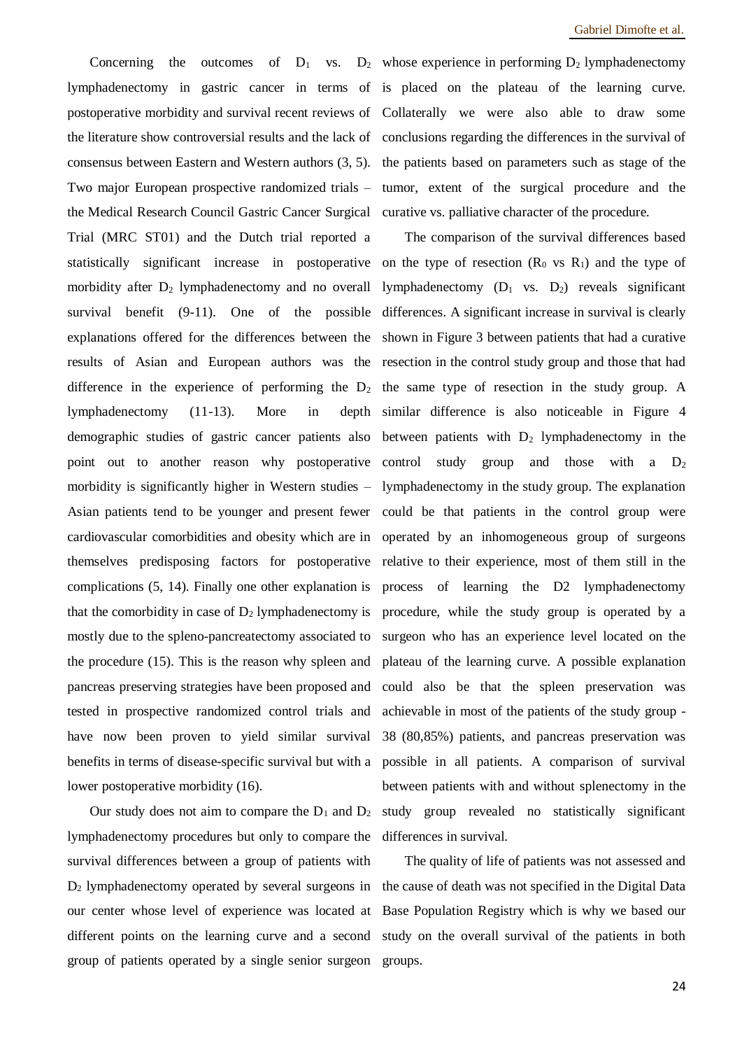Concerning the outcomes of $D_1$ vs. $D_2$ lymphadenectomy in gastric cancer in terms of postoperative morbidity and survival recent reviews of the literature show controversial results and the lack of consensus between Eastern and Western authors (3, 5). Two major European prospective randomized trials – the Medical Research Council Gastric Cancer Surgical Trial (MRC ST01) and the Dutch trial reported a statistically significant increase in postoperative morbidity after $D_2$ lymphadenectomy and no overall survival benefit (9-11). One of the possible explanations offered for the differences between the results of Asian and European authors was the difference in the experience of performing the $D_2$ lymphadenectomy (11-13). More in depth demographic studies of gastric cancer patients also point out to another reason why postoperative morbidity is significantly higher in Western studies – Asian patients tend to be younger and present fewer cardiovascular comorbidities and obesity which are in themselves predisposing factors for postoperative complications (5, 14). Finally one other explanation is that the comorbidity in case of $D_2$ lymphadenectomy is mostly due to the spleno-pancreatectomy associated to the procedure (15). This is the reason why spleen and pancreas preserving strategies have been proposed and tested in prospective randomized control trials and have now been proven to yield similar survival benefits in terms of disease-specific survival but with a lower postoperative morbidity (16).

Our study does not aim to compare the $D_1$ and $D_2$ lymphadenectomy procedures but only to compare the survival differences between a group of patients with $D_2$ lymphadenectomy operated by several surgeons in our center whose level of experience was located at different points on the learning curve and a second group of patients operated by a single senior surgeon whose experience in performing $D_2$ lymphadenectomy is placed on the plateau of the learning curve. Collaterally we were also able to draw some conclusions regarding the differences in the survival of the patients based on parameters such as stage of the tumor, extent of the surgical procedure and the curative vs. palliative character of the procedure.

The comparison of the survival differences based on the type of resection ($R_0$ vs $R_1$) and the type of lymphadenectomy ($D_1$ vs. $D_2$) reveals significant differences. A significant increase in survival is clearly shown in Figure 3 between patients that had a curative resection in the control study group and those that had the same type of resection in the study group. A similar difference is also noticeable in Figure 4 between patients with $D_2$ lymphadenectomy in the control study group and those with a $D_2$ lymphadenectomy in the study group. The explanation could be that patients in the control group were operated by an inhomogeneous group of surgeons relative to their experience, most of them still in the process of learning the D2 lymphadenectomy procedure, while the study group is operated by a surgeon who has an experience level located on the plateau of the learning curve. A possible explanation could also be that the spleen preservation was achievable in most of the patients of the study group - 38 (80,85%) patients, and pancreas preservation was possible in all patients. A comparison of survival between patients with and without splenectomy in the study group revealed no statistically significant differences in survival.

The quality of life of patients was not assessed and the cause of death was not specified in the Digital Data Base Population Registry which is why we based our study on the overall survival of the patients in both groups.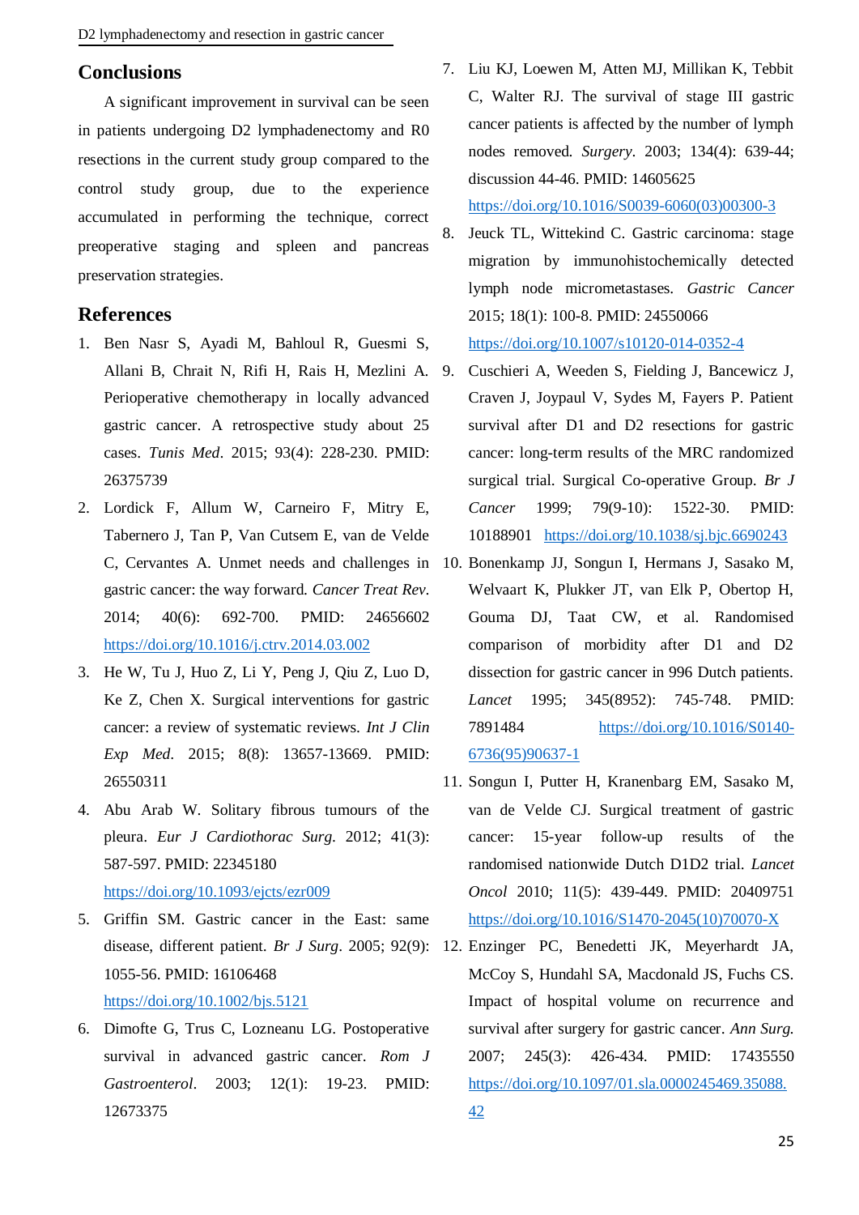## Conclusions

A significant improvement in survival can be seen in patients undergoing D2 lymphadenectomy and R0 resections in the current study group compared to the control study group, due to the experience accumulated in performing the technique, correct preoperative staging and spleen and pancreas preservation strategies.

## References

1. Ben Nasr S, Ayadi M, Bahloul R, Guesmi S, Allani B, Chrait N, Rifi H, Rais H, Mezlini A. Perioperative chemotherapy in locally advanced gastric cancer. A retrospective study about 25 cases. *Tunis Med*. 2015; 93(4): 228-230. PMID: 26375739
2. Lordick F, Allum W, Carneiro F, Mitry E, Tabernero J, Tan P, Van Cutsem E, van de Velde C, Cervantes A. Unmet needs and challenges in gastric cancer: the way forward. *Cancer Treat Rev*. 2014; 40(6): 692-700. PMID: 24656602 https://doi.org/10.1016/j.ctrv.2014.03.002
3. He W, Tu J, Huo Z, Li Y, Peng J, Qiu Z, Luo D, Ke Z, Chen X. Surgical interventions for gastric cancer: a review of systematic reviews. *Int J Clin Exp Med*. 2015; 8(8): 13657-13669. PMID: 26550311
4. Abu Arab W. Solitary fibrous tumours of the pleura. *Eur J Cardiothorac Surg*. 2012; 41(3): 587-597. PMID: 22345180 https://doi.org/10.1093/ejcts/ezr009
5. Griffin SM. Gastric cancer in the East: same disease, different patient. *Br J Surg*. 2005; 92(9): 1055-56. PMID: 16106468 https://doi.org/10.1002/bjs.5121
6. Dimofte G, Trus C, Lozneanu LG. Postoperative survival in advanced gastric cancer. *Rom J Gastroenterol*. 2003; 12(1): 19-23. PMID: 12673375
7. Liu KJ, Loewen M, Atten MJ, Millikan K, Tebbit C, Walter RJ. The survival of stage III gastric cancer patients is affected by the number of lymph nodes removed. *Surgery*. 2003; 134(4): 639-44; discussion 44-46. PMID: 14605625 https://doi.org/10.1016/S0039-6060(03)00300-3
8. Jeuck TL, Wittekind C. Gastric carcinoma: stage migration by immunohistochemically detected lymph node micrometastases. *Gastric Cancer* 2015; 18(1): 100-8. PMID: 24550066 https://doi.org/10.1007/s10120-014-0352-4
9. Cuschieri A, Weeden S, Fielding J, Bancewicz J, Craven J, Joypaul V, Sydes M, Fayers P. Patient survival after D1 and D2 resections for gastric cancer: long-term results of the MRC randomized surgical trial. Surgical Co-operative Group. *Br J Cancer* 1999; 79(9-10): 1522-30. PMID: 10188901 https://doi.org/10.1038/sj.bjc.6690243
10. Bonenkamp JJ, Songun I, Hermans J, Sasako M, Welvaart K, Plukker JT, van Elk P, Obertop H, Gouma DJ, Taat CW, et al. Randomised comparison of morbidity after D1 and D2 dissection for gastric cancer in 996 Dutch patients. *Lancet* 1995; 345(8952): 745-748. PMID: 7891484 https://doi.org/10.1016/S0140-6736(95)90637-1
11. Songun I, Putter H, Kranenbarg EM, Sasako M, van de Velde CJ. Surgical treatment of gastric cancer: 15-year follow-up results of the randomised nationwide Dutch D1D2 trial. *Lancet Oncol* 2010; 11(5): 439-449. PMID: 20409751 https://doi.org/10.1016/S1470-2045(10)70070-X
12. Enzinger PC, Benedetti JK, Meyerhardt JA, McCoy S, Hundahl SA, Macdonald JS, Fuchs CS. Impact of hospital volume on recurrence and survival after surgery for gastric cancer. *Ann Surg*. 2007; 245(3): 426-434. PMID: 17435550 https://doi.org/10.1097/01.sla.0000245469.35088.42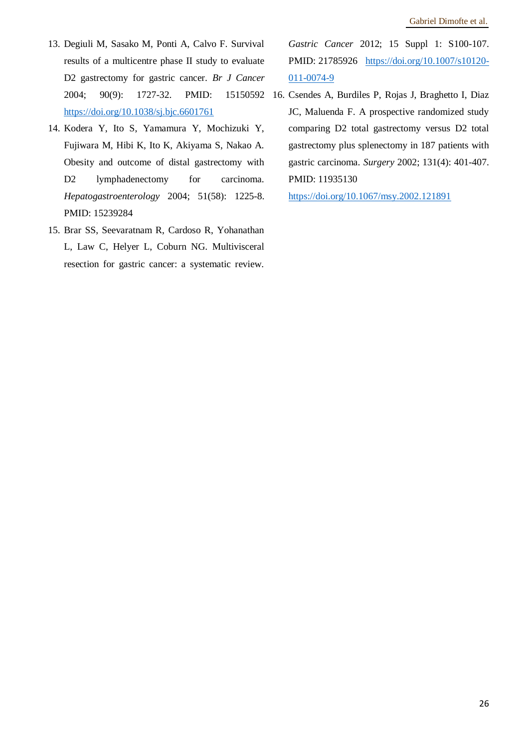13. Degiuli M, Sasako M, Ponti A, Calvo F. Survival results of a multicentre phase II study to evaluate D2 gastrectomy for gastric cancer. *Br J Cancer* 2004; 90(9): 1727-32. PMID: 15150592 https://doi.org/10.1038/sj.bjc.6601761
14. Kodera Y, Ito S, Yamamura Y, Mochizuki Y, Fujiwara M, Hibi K, Ito K, Akiyama S, Nakao A. Obesity and outcome of distal gastrectomy with D2 lymphadenectomy for carcinoma. *Hepatogastroenterology* 2004; 51(58): 1225-8. PMID: 15239284
15. Brar SS, Seevaratnam R, Cardoso R, Yohanathan L, Law C, Helyer L, Coburn NG. Multivisceral resection for gastric cancer: a systematic review. *Gastric Cancer* 2012; 15 Suppl 1: S100-107. PMID: 21785926 https://doi.org/10.1007/s10120-011-0074-9
16. Csendes A, Burdiles P, Rojas J, Braghetto I, Diaz JC, Maluenda F. A prospective randomized study comparing D2 total gastrectomy versus D2 total gastrectomy plus splenectomy in 187 patients with gastric carcinoma. *Surgery* 2002; 131(4): 401-407. PMID: 11935130 https://doi.org/10.1067/msy.2002.121891